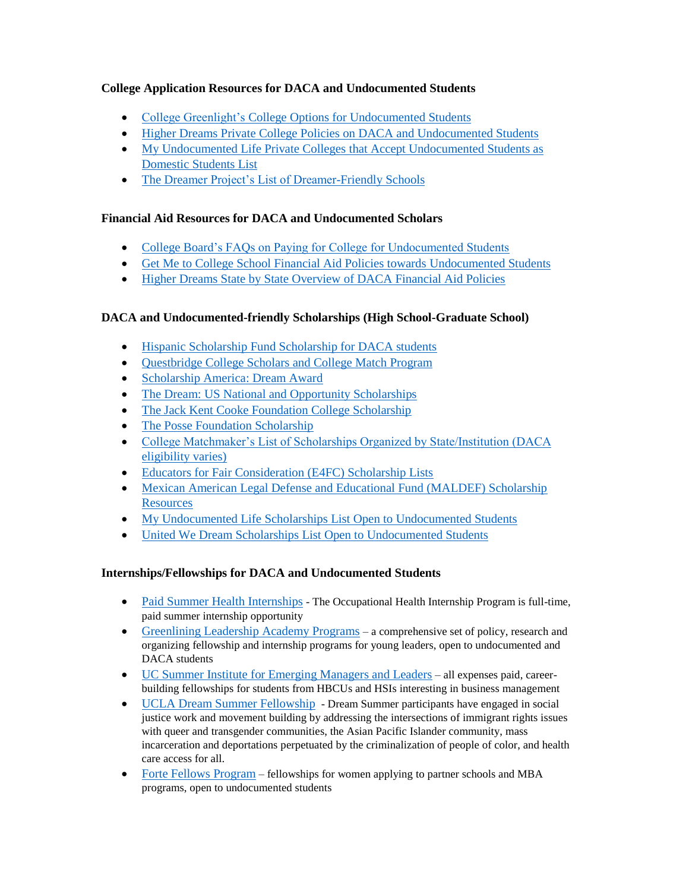**College Application Resources for DACA and Undocumented Students**

- College Greenlight's College Options for Undocumented Students
- Higher Dreams Private College Policies on DACA and Undocumented Students
- My Undocumented Life Private Colleges that Accept Undocumented Students as Domestic Students List
- The Dreamer Project's List of Dreamer-Friendly Schools

**Financial Aid Resources for DACA and Undocumented Scholars**

- College Board's FAQs on Paying for College for Undocumented Students
- Get Me to College School Financial Aid Policies towards Undocumented Students
- Higher Dreams State by State Overview of DACA Financial Aid Policies

**DACA and Undocumented-friendly Scholarships (High School-Graduate School)**

- Hispanic Scholarship Fund Scholarship for DACA students
- Questbridge College Scholars and College Match Program
- Scholarship America: Dream Award
- The Dream: US National and Opportunity Scholarships
- The Jack Kent Cooke Foundation College Scholarship
- The Posse Foundation Scholarship
- College Matchmaker's List of Scholarships Organized by State/Institution (DACA eligibility varies)
- Educators for Fair Consideration (E4FC) Scholarship Lists
- Mexican American Legal Defense and Educational Fund (MALDEF) Scholarship Resources
- My Undocumented Life Scholarships List Open to Undocumented Students
- United We Dream Scholarships List Open to Undocumented Students

**Internships/Fellowships for DACA and Undocumented Students**

- Paid Summer Health Internships - The Occupational Health Internship Program is full-time, paid summer internship opportunity
- Greenlining Leadership Academy Programs – a comprehensive set of policy, research and organizing fellowship and internship programs for young leaders, open to undocumented and DACA students
- UC Summer Institute for Emerging Managers and Leaders – all expenses paid, career-building fellowships for students from HBCUs and HSIs interesting in business management
- UCLA Dream Summer Fellowship - Dream Summer participants have engaged in social justice work and movement building by addressing the intersections of immigrant rights issues with queer and transgender communities, the Asian Pacific Islander community, mass incarceration and deportations perpetuated by the criminalization of people of color, and health care access for all.
- Forte Fellows Program – fellowships for women applying to partner schools and MBA programs, open to undocumented students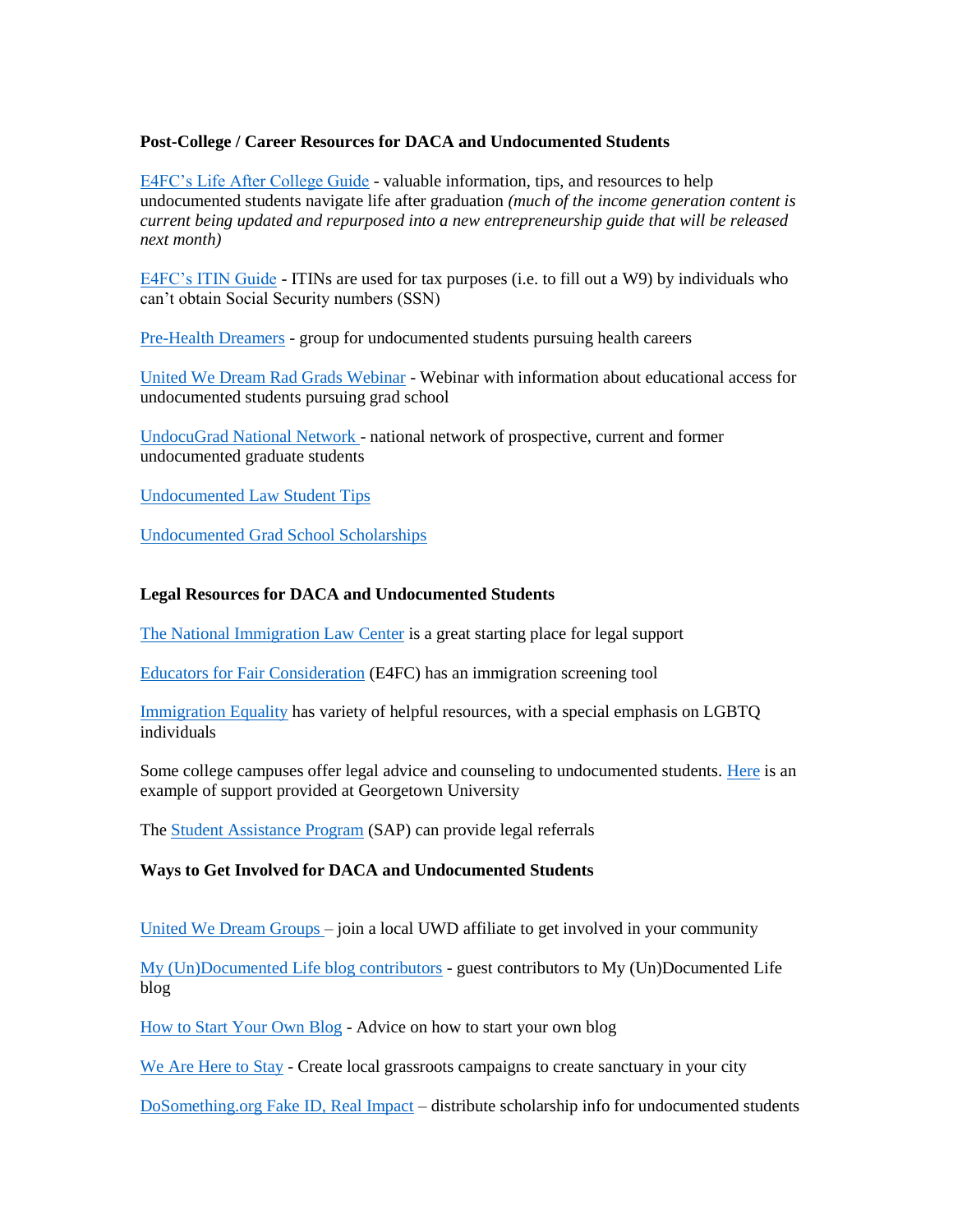**Post-College / Career Resources for DACA and Undocumented Students**

E4FC's Life After College Guide - valuable information, tips, and resources to help undocumented students navigate life after graduation *(much of the income generation content is current being updated and repurposed into a new entrepreneurship guide that will be released next month)*

E4FC's ITIN Guide - ITINs are used for tax purposes (i.e. to fill out a W9) by individuals who can't obtain Social Security numbers (SSN)

Pre-Health Dreamers - group for undocumented students pursuing health careers

United We Dream Rad Grads Webinar - Webinar with information about educational access for undocumented students pursuing grad school

UndocuGrad National Network - national network of prospective, current and former undocumented graduate students

Undocumented Law Student Tips

Undocumented Grad School Scholarships

**Legal Resources for DACA and Undocumented Students**

The National Immigration Law Center is a great starting place for legal support

Educators for Fair Consideration (E4FC) has an immigration screening tool

Immigration Equality has variety of helpful resources, with a special emphasis on LGBTQ individuals

Some college campuses offer legal advice and counseling to undocumented students. Here is an example of support provided at Georgetown University

The Student Assistance Program (SAP) can provide legal referrals

**Ways to Get Involved for DACA and Undocumented Students**

United We Dream Groups – join a local UWD affiliate to get involved in your community

My (Un)Documented Life blog contributors - guest contributors to My (Un)Documented Life blog

How to Start Your Own Blog - Advice on how to start your own blog

We Are Here to Stay - Create local grassroots campaigns to create sanctuary in your city

DoSomething.org Fake ID, Real Impact – distribute scholarship info for undocumented students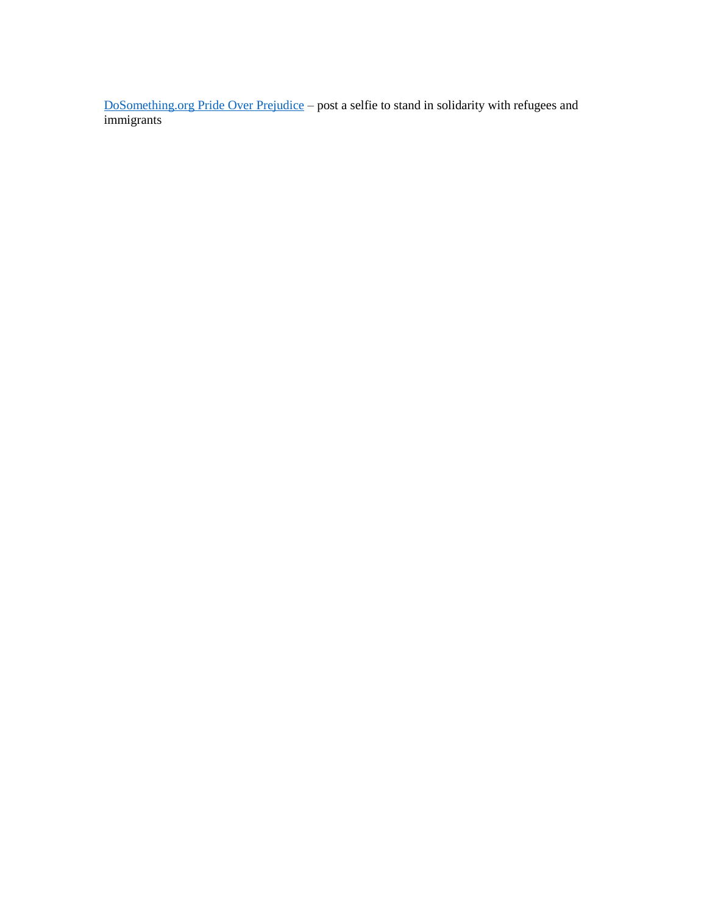DoSomething.org Pride Over Prejudice – post a selfie to stand in solidarity with refugees and immigrants